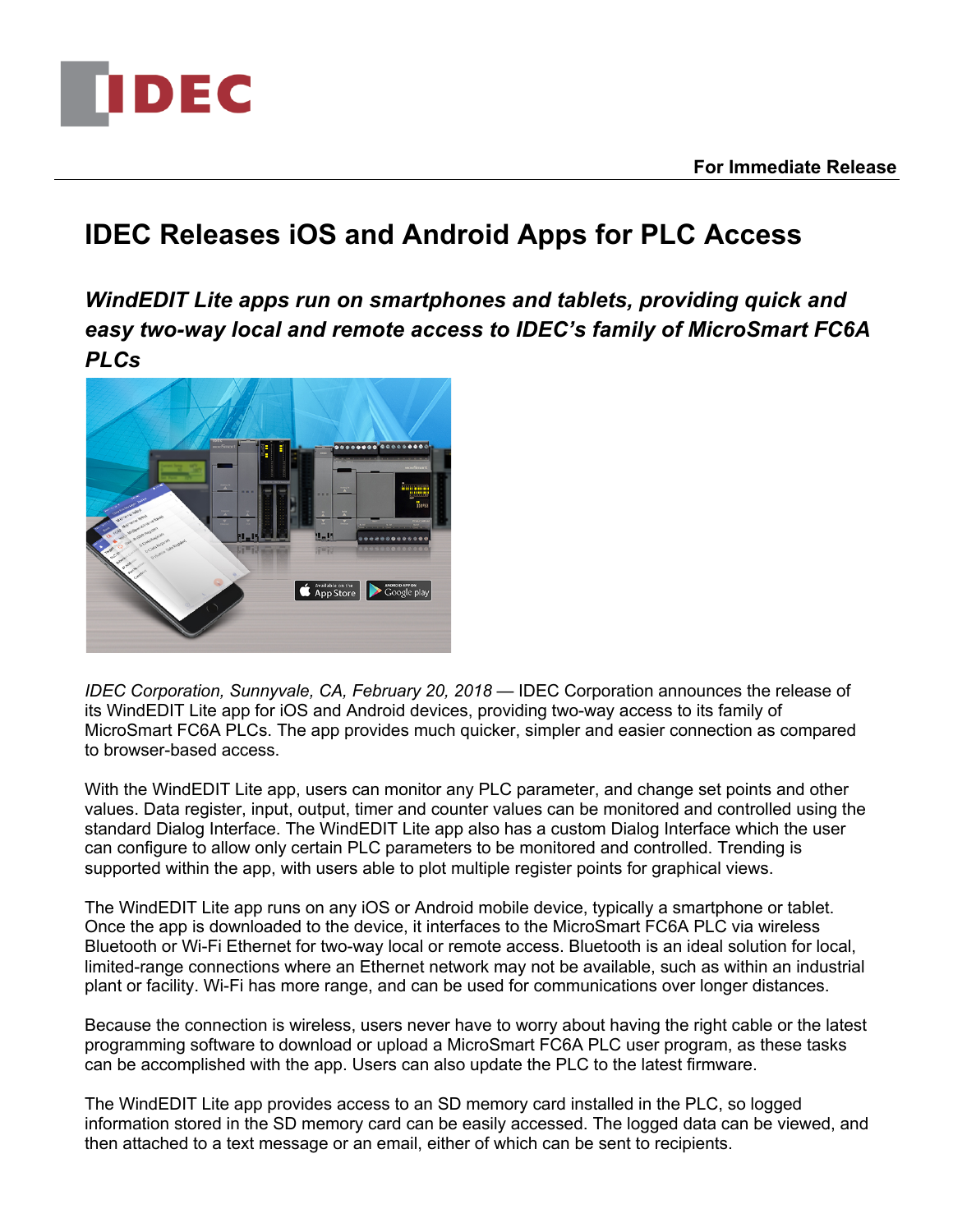**For Immediate Release**

# IDEC Releases iOS and Android Apps for PLC Access

***WindEDIT Lite apps run on smartphones and tablets, providing quick and easy two-way local and remote access to IDEC's family of MicroSmart FC6A PLCs***

*IDEC Corporation, Sunnyvale, CA, February 20, 2018* — IDEC Corporation announces the release of its WindEDIT Lite app for iOS and Android devices, providing two-way access to its family of MicroSmart FC6A PLCs. The app provides much quicker, simpler and easier connection as compared to browser-based access.

With the WindEDIT Lite app, users can monitor any PLC parameter, and change set points and other values. Data register, input, output, timer and counter values can be monitored and controlled using the standard Dialog Interface. The WindEDIT Lite app also has a custom Dialog Interface which the user can configure to allow only certain PLC parameters to be monitored and controlled. Trending is supported within the app, with users able to plot multiple register points for graphical views.

The WindEDIT Lite app runs on any iOS or Android mobile device, typically a smartphone or tablet. Once the app is downloaded to the device, it interfaces to the MicroSmart FC6A PLC via wireless Bluetooth or Wi-Fi Ethernet for two-way local or remote access. Bluetooth is an ideal solution for local, limited-range connections where an Ethernet network may not be available, such as within an industrial plant or facility. Wi-Fi has more range, and can be used for communications over longer distances.

Because the connection is wireless, users never have to worry about having the right cable or the latest programming software to download or upload a MicroSmart FC6A PLC user program, as these tasks can be accomplished with the app. Users can also update the PLC to the latest firmware.

The WindEDIT Lite app provides access to an SD memory card installed in the PLC, so logged information stored in the SD memory card can be easily accessed. The logged data can be viewed, and then attached to a text message or an email, either of which can be sent to recipients.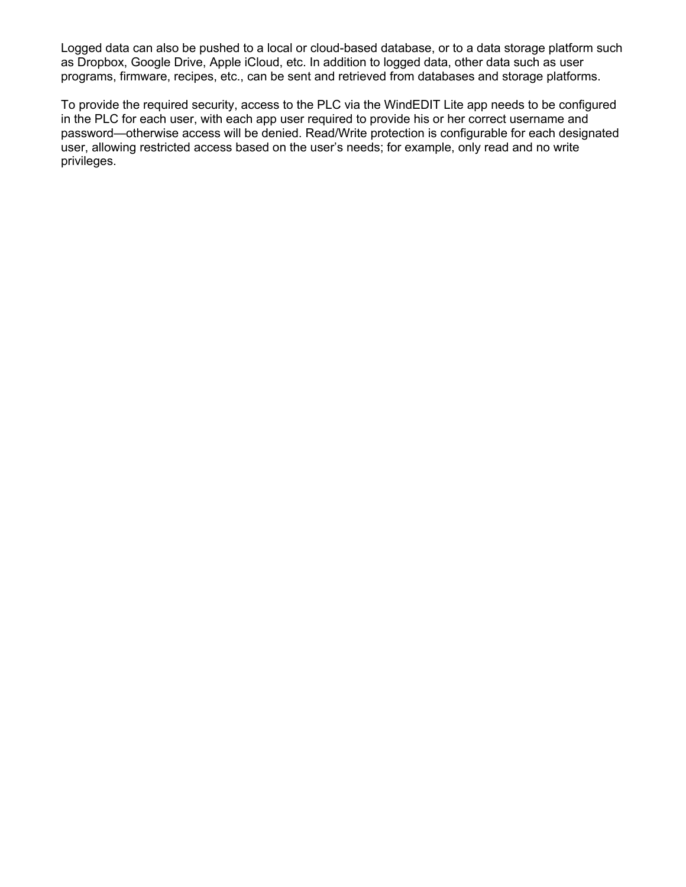Logged data can also be pushed to a local or cloud-based database, or to a data storage platform such as Dropbox, Google Drive, Apple iCloud, etc. In addition to logged data, other data such as user programs, firmware, recipes, etc., can be sent and retrieved from databases and storage platforms.

To provide the required security, access to the PLC via the WindEDIT Lite app needs to be configured in the PLC for each user, with each app user required to provide his or her correct username and password—otherwise access will be denied. Read/Write protection is configurable for each designated user, allowing restricted access based on the user's needs; for example, only read and no write privileges.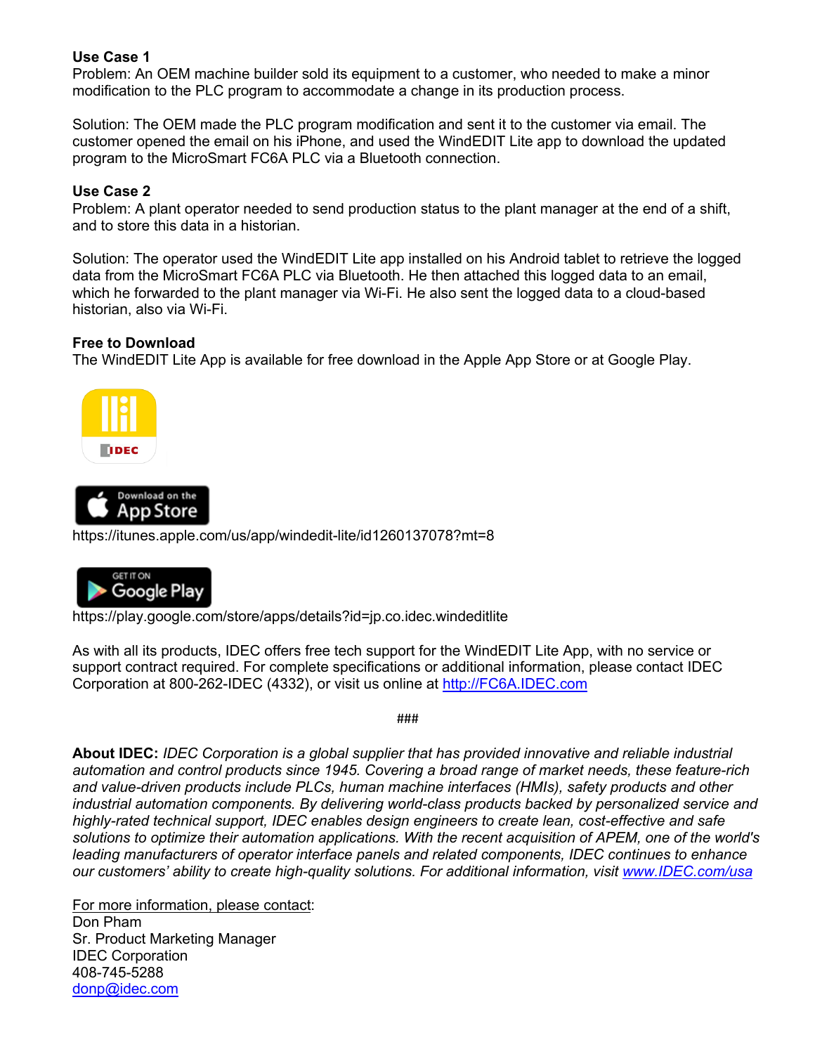**Use Case 1**
Problem: An OEM machine builder sold its equipment to a customer, who needed to make a minor modification to the PLC program to accommodate a change in its production process.

Solution: The OEM made the PLC program modification and sent it to the customer via email. The customer opened the email on his iPhone, and used the WindEDIT Lite app to download the updated program to the MicroSmart FC6A PLC via a Bluetooth connection.

**Use Case 2**
Problem: A plant operator needed to send production status to the plant manager at the end of a shift, and to store this data in a historian.

Solution: The operator used the WindEDIT Lite app installed on his Android tablet to retrieve the logged data from the MicroSmart FC6A PLC via Bluetooth. He then attached this logged data to an email, which he forwarded to the plant manager via Wi-Fi. He also sent the logged data to a cloud-based historian, also via Wi-Fi.

**Free to Download**
The WindEDIT Lite App is available for free download in the Apple App Store or at Google Play.

https://itunes.apple.com/us/app/windedit-lite/id1260137078?mt=8

https://play.google.com/store/apps/details?id=jp.co.idec.windeditlite

As with all its products, IDEC offers free tech support for the WindEDIT Lite App, with no service or support contract required. For complete specifications or additional information, please contact IDEC Corporation at 800-262-IDEC (4332), or visit us online at http://FC6A.IDEC.com

###

**About IDEC:** *IDEC Corporation is a global supplier that has provided innovative and reliable industrial automation and control products since 1945. Covering a broad range of market needs, these feature-rich and value-driven products include PLCs, human machine interfaces (HMIs), safety products and other industrial automation components. By delivering world-class products backed by personalized service and highly-rated technical support, IDEC enables design engineers to create lean, cost-effective and safe solutions to optimize their automation applications. With the recent acquisition of APEM, one of the world's leading manufacturers of operator interface panels and related components, IDEC continues to enhance our customers' ability to create high-quality solutions. For additional information, visit www.IDEC.com/usa*

For more information, please contact:
Don Pham
Sr. Product Marketing Manager
IDEC Corporation
408-745-5288
donp@idec.com